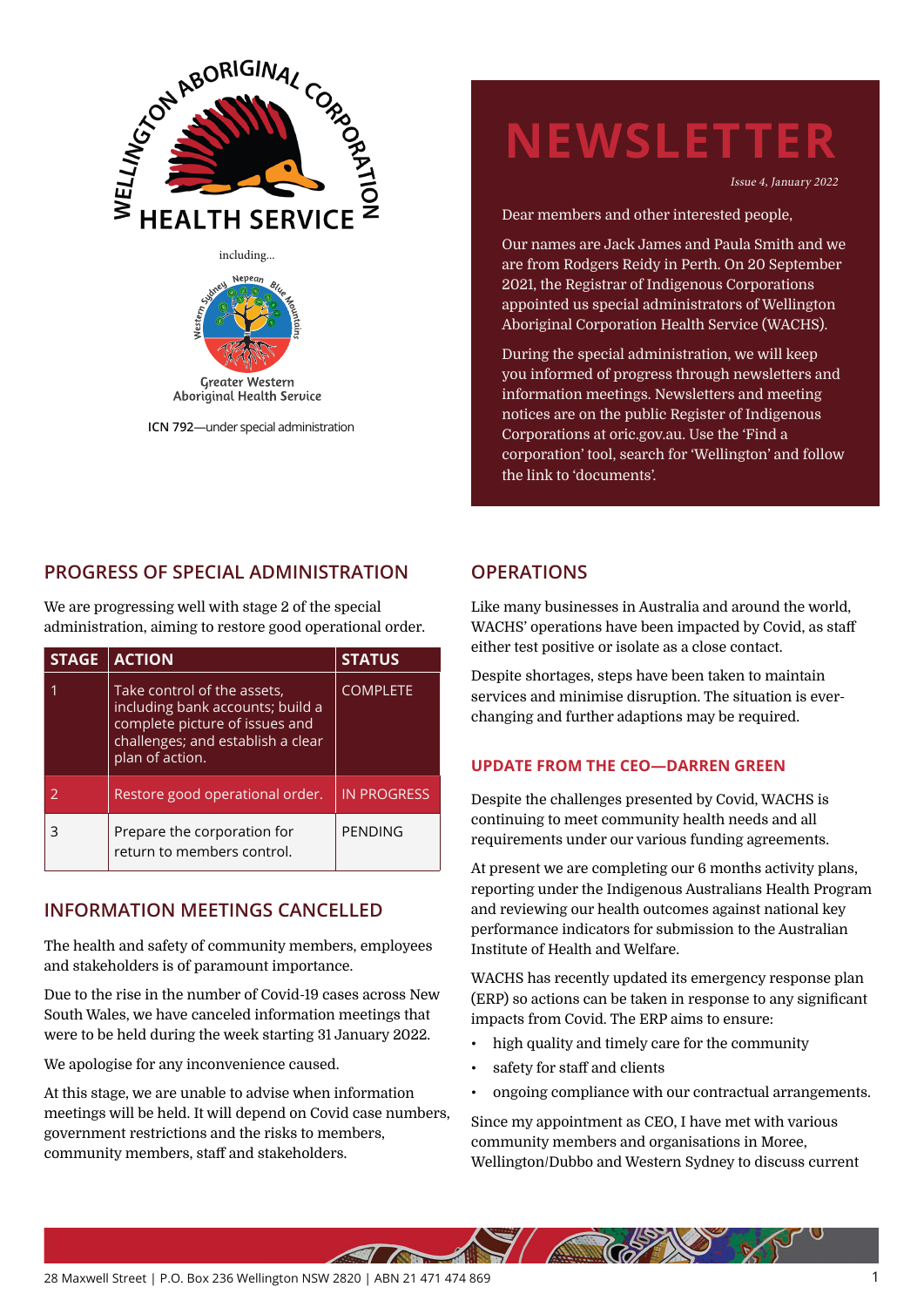WELLINGTON ABORIGINAL CORPORATION HEALTH SERVICE

including...

Greater Western Aboriginal Health Service

**ICN 792**—under special administration

# NEWSLETTER

*Issue 4, January 2022*

Dear members and other interested people,

Our names are Jack James and Paula Smith and we are from Rodgers Reidy in Perth. On 20 September 2021, the Registrar of Indigenous Corporations appointed us special administrators of Wellington Aboriginal Corporation Health Service (WACHS).

During the special administration, we will keep you informed of progress through newsletters and information meetings. Newsletters and meeting notices are on the public Register of Indigenous Corporations at oric.gov.au. Use the 'Find a corporation' tool, search for 'Wellington' and follow the link to 'documents'.

## PROGRESS OF SPECIAL ADMINISTRATION

We are progressing well with stage 2 of the special administration, aiming to restore good operational order.

| STAGE | ACTION | STATUS |
|---|---|---|
| 1 | Take control of the assets, including bank accounts; build a complete picture of issues and challenges; and establish a clear plan of action. | COMPLETE |
| 2 | Restore good operational order. | IN PROGRESS |
| 3 | Prepare the corporation for return to members control. | PENDING |

## INFORMATION MEETINGS CANCELLED

The health and safety of community members, employees and stakeholders is of paramount importance.

Due to the rise in the number of Covid-19 cases across New South Wales, we have canceled information meetings that were to be held during the week starting 31 January 2022.

We apologise for any inconvenience caused.

At this stage, we are unable to advise when information meetings will be held. It will depend on Covid case numbers, government restrictions and the risks to members, community members, staff and stakeholders.

## OPERATIONS

Like many businesses in Australia and around the world, WACHS' operations have been impacted by Covid, as staff either test positive or isolate as a close contact.

Despite shortages, steps have been taken to maintain services and minimise disruption. The situation is ever-changing and further adaptions may be required.

### UPDATE FROM THE CEO—DARREN GREEN

Despite the challenges presented by Covid, WACHS is continuing to meet community health needs and all requirements under our various funding agreements.

At present we are completing our 6 months activity plans, reporting under the Indigenous Australians Health Program and reviewing our health outcomes against national key performance indicators for submission to the Australian Institute of Health and Welfare.

WACHS has recently updated its emergency response plan (ERP) so actions can be taken in response to any significant impacts from Covid. The ERP aims to ensure:

- high quality and timely care for the community
- safety for staff and clients
- ongoing compliance with our contractual arrangements.

Since my appointment as CEO, I have met with various community members and organisations in Moree, Wellington/Dubbo and Western Sydney to discuss current

28 Maxwell Street | P.O. Box 236 Wellington NSW 2820 | ABN 21 471 474 869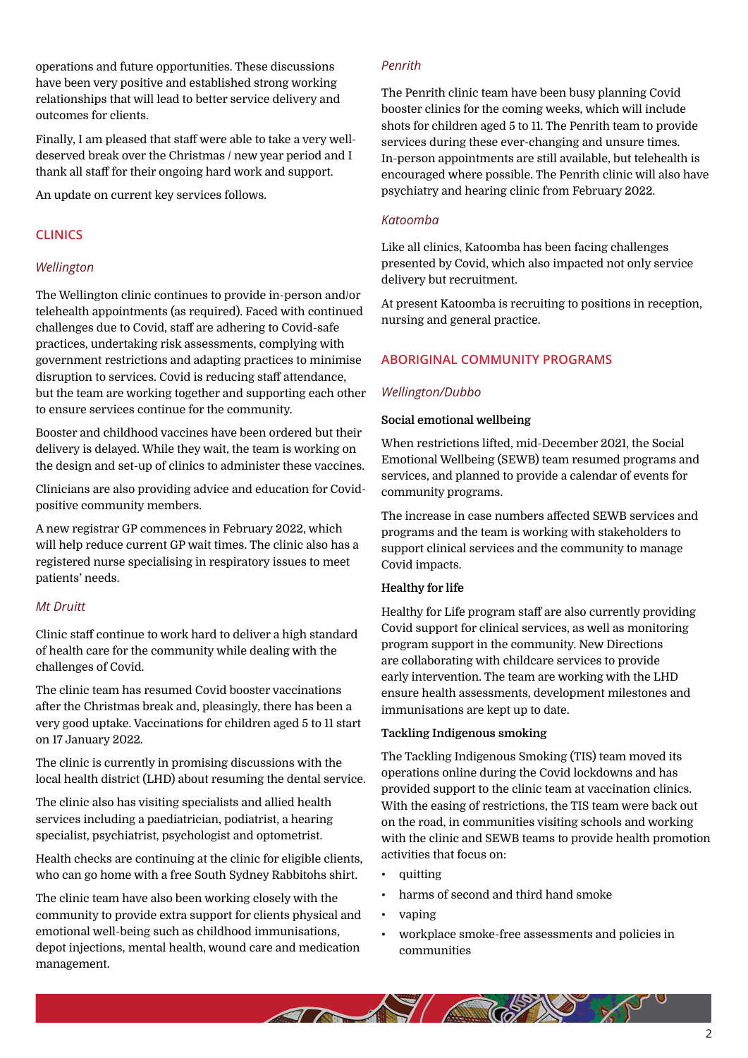operations and future opportunities. These discussions have been very positive and established strong working relationships that will lead to better service delivery and outcomes for clients.

Finally, I am pleased that staff were able to take a very well-deserved break over the Christmas / new year period and I thank all staff for their ongoing hard work and support.

An update on current key services follows.

## CLINICS

### *Wellington*

The Wellington clinic continues to provide in-person and/or telehealth appointments (as required). Faced with continued challenges due to Covid, staff are adhering to Covid-safe practices, undertaking risk assessments, complying with government restrictions and adapting practices to minimise disruption to services. Covid is reducing staff attendance, but the team are working together and supporting each other to ensure services continue for the community.

Booster and childhood vaccines have been ordered but their delivery is delayed. While they wait, the team is working on the design and set-up of clinics to administer these vaccines.

Clinicians are also providing advice and education for Covid-positive community members.

A new registrar GP commences in February 2022, which will help reduce current GP wait times. The clinic also has a registered nurse specialising in respiratory issues to meet patients' needs.

### *Mt Druitt*

Clinic staff continue to work hard to deliver a high standard of health care for the community while dealing with the challenges of Covid.

The clinic team has resumed Covid booster vaccinations after the Christmas break and, pleasingly, there has been a very good uptake. Vaccinations for children aged 5 to 11 start on 17 January 2022.

The clinic is currently in promising discussions with the local health district (LHD) about resuming the dental service.

The clinic also has visiting specialists and allied health services including a paediatrician, podiatrist, a hearing specialist, psychiatrist, psychologist and optometrist.

Health checks are continuing at the clinic for eligible clients, who can go home with a free South Sydney Rabbitohs shirt.

The clinic team have also been working closely with the community to provide extra support for clients physical and emotional well-being such as childhood immunisations, depot injections, mental health, wound care and medication management.

### *Penrith*

The Penrith clinic team have been busy planning Covid booster clinics for the coming weeks, which will include shots for children aged 5 to 11. The Penrith team to provide services during these ever-changing and unsure times. In-person appointments are still available, but telehealth is encouraged where possible. The Penrith clinic will also have psychiatry and hearing clinic from February 2022.

### *Katoomba*

Like all clinics, Katoomba has been facing challenges presented by Covid, which also impacted not only service delivery but recruitment.

At present Katoomba is recruiting to positions in reception, nursing and general practice.

## ABORIGINAL COMMUNITY PROGRAMS

### *Wellington/Dubbo*

**Social emotional wellbeing**

When restrictions lifted, mid-December 2021, the Social Emotional Wellbeing (SEWB) team resumed programs and services, and planned to provide a calendar of events for community programs.

The increase in case numbers affected SEWB services and programs and the team is working with stakeholders to support clinical services and the community to manage Covid impacts.

**Healthy for life**

Healthy for Life program staff are also currently providing Covid support for clinical services, as well as monitoring program support in the community. New Directions are collaborating with childcare services to provide early intervention. The team are working with the LHD ensure health assessments, development milestones and immunisations are kept up to date.

**Tackling Indigenous smoking**

The Tackling Indigenous Smoking (TIS) team moved its operations online during the Covid lockdowns and has provided support to the clinic team at vaccination clinics. With the easing of restrictions, the TIS team were back out on the road, in communities visiting schools and working with the clinic and SEWB teams to provide health promotion activities that focus on:

- quitting
- harms of second and third hand smoke
- vaping
- workplace smoke-free assessments and policies in communities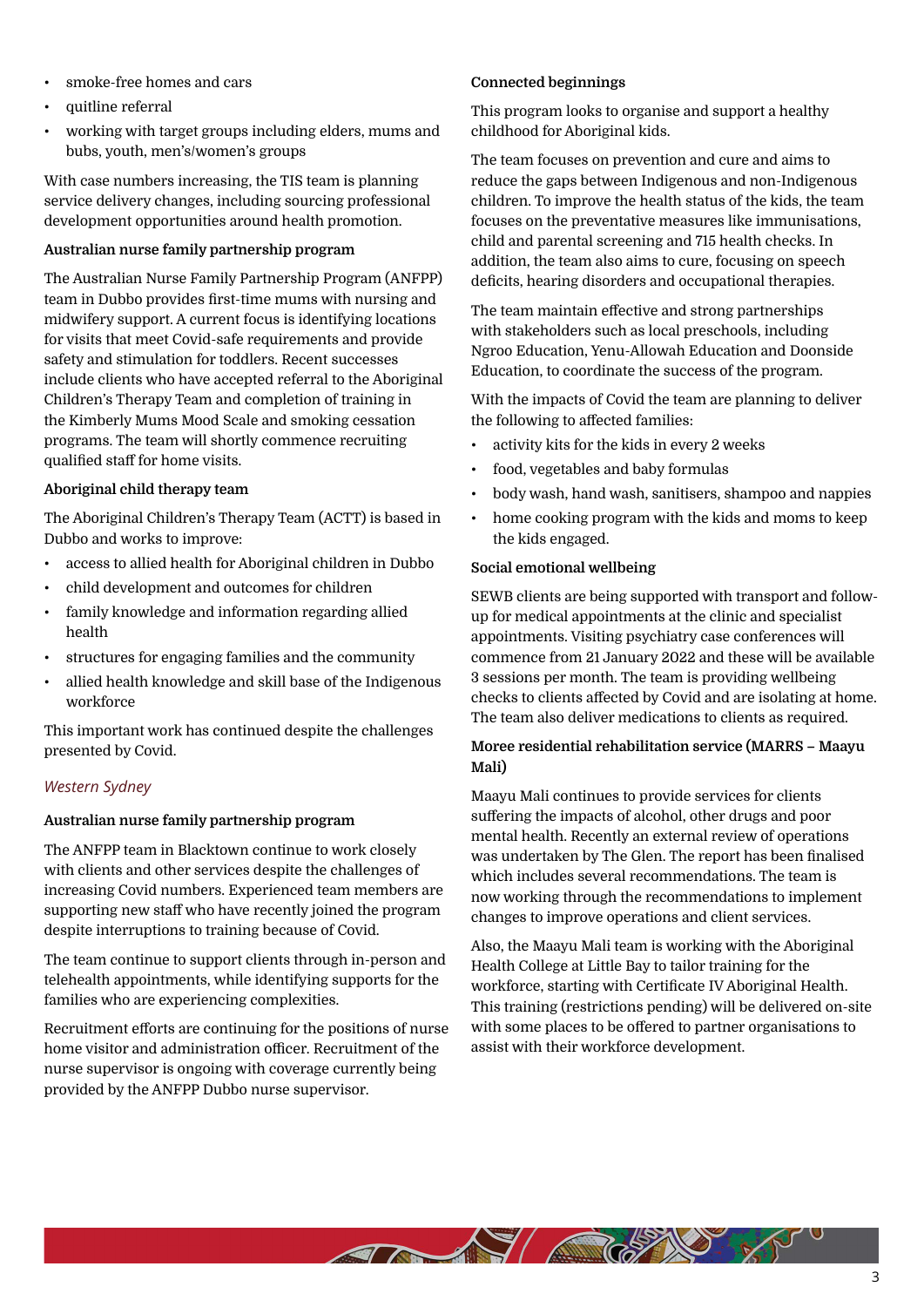- smoke-free homes and cars
- quitline referral
- working with target groups including elders, mums and bubs, youth, men's/women's groups

With case numbers increasing, the TIS team is planning service delivery changes, including sourcing professional development opportunities around health promotion.

**Australian nurse family partnership program**

The Australian Nurse Family Partnership Program (ANFPP) team in Dubbo provides first-time mums with nursing and midwifery support. A current focus is identifying locations for visits that meet Covid-safe requirements and provide safety and stimulation for toddlers. Recent successes include clients who have accepted referral to the Aboriginal Children's Therapy Team and completion of training in the Kimberly Mums Mood Scale and smoking cessation programs. The team will shortly commence recruiting qualified staff for home visits.

**Aboriginal child therapy team**

The Aboriginal Children's Therapy Team (ACTT) is based in Dubbo and works to improve:

- access to allied health for Aboriginal children in Dubbo
- child development and outcomes for children
- family knowledge and information regarding allied health
- structures for engaging families and the community
- allied health knowledge and skill base of the Indigenous workforce

This important work has continued despite the challenges presented by Covid.

### *Western Sydney*

**Australian nurse family partnership program**

The ANFPP team in Blacktown continue to work closely with clients and other services despite the challenges of increasing Covid numbers. Experienced team members are supporting new staff who have recently joined the program despite interruptions to training because of Covid.

The team continue to support clients through in-person and telehealth appointments, while identifying supports for the families who are experiencing complexities.

Recruitment efforts are continuing for the positions of nurse home visitor and administration officer. Recruitment of the nurse supervisor is ongoing with coverage currently being provided by the ANFPP Dubbo nurse supervisor.

**Connected beginnings**

This program looks to organise and support a healthy childhood for Aboriginal kids.

The team focuses on prevention and cure and aims to reduce the gaps between Indigenous and non-Indigenous children. To improve the health status of the kids, the team focuses on the preventative measures like immunisations, child and parental screening and 715 health checks. In addition, the team also aims to cure, focusing on speech deficits, hearing disorders and occupational therapies.

The team maintain effective and strong partnerships with stakeholders such as local preschools, including Ngroo Education, Yenu-Allowah Education and Doonside Education, to coordinate the success of the program.

With the impacts of Covid the team are planning to deliver the following to affected families:

- activity kits for the kids in every 2 weeks
- food, vegetables and baby formulas
- body wash, hand wash, sanitisers, shampoo and nappies
- home cooking program with the kids and moms to keep the kids engaged.

**Social emotional wellbeing**

SEWB clients are being supported with transport and follow-up for medical appointments at the clinic and specialist appointments. Visiting psychiatry case conferences will commence from 21 January 2022 and these will be available 3 sessions per month. The team is providing wellbeing checks to clients affected by Covid and are isolating at home. The team also deliver medications to clients as required.

**Moree residential rehabilitation service (MARRS – Maayu Mali)**

Maayu Mali continues to provide services for clients suffering the impacts of alcohol, other drugs and poor mental health. Recently an external review of operations was undertaken by The Glen. The report has been finalised which includes several recommendations. The team is now working through the recommendations to implement changes to improve operations and client services.

Also, the Maayu Mali team is working with the Aboriginal Health College at Little Bay to tailor training for the workforce, starting with Certificate IV Aboriginal Health. This training (restrictions pending) will be delivered on-site with some places to be offered to partner organisations to assist with their workforce development.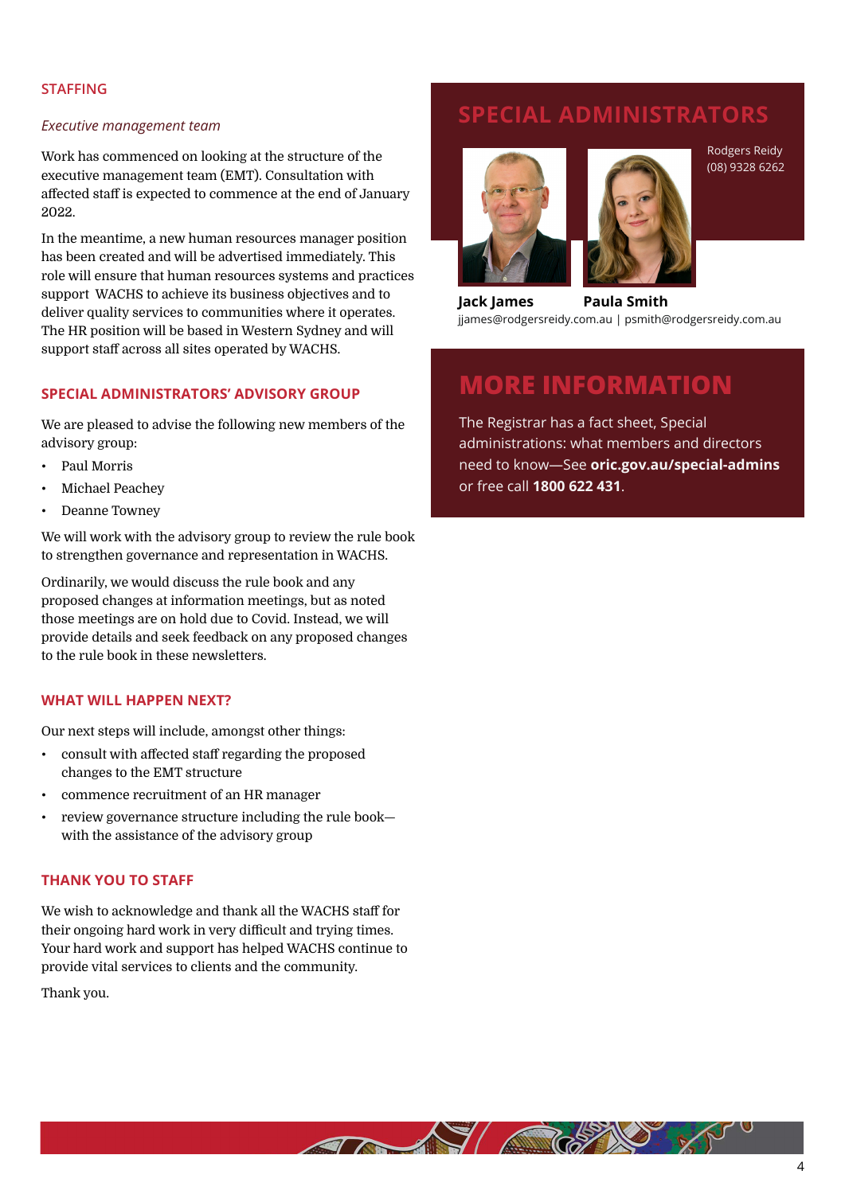## STAFFING

*Executive management team*

Work has commenced on looking at the structure of the executive management team (EMT). Consultation with affected staff is expected to commence at the end of January 2022.

In the meantime, a new human resources manager position has been created and will be advertised immediately. This role will ensure that human resources systems and practices support WACHS to achieve its business objectives and to deliver quality services to communities where it operates. The HR position will be based in Western Sydney and will support staff across all sites operated by WACHS.

## SPECIAL ADMINISTRATORS' ADVISORY GROUP

We are pleased to advise the following new members of the advisory group:

- Paul Morris
- Michael Peachey
- Deanne Towney

We will work with the advisory group to review the rule book to strengthen governance and representation in WACHS.

Ordinarily, we would discuss the rule book and any proposed changes at information meetings, but as noted those meetings are on hold due to Covid. Instead, we will provide details and seek feedback on any proposed changes to the rule book in these newsletters.

## WHAT WILL HAPPEN NEXT?

Our next steps will include, amongst other things:

- consult with affected staff regarding the proposed changes to the EMT structure
- commence recruitment of an HR manager
- review governance structure including the rule book—with the assistance of the advisory group

## THANK YOU TO STAFF

We wish to acknowledge and thank all the WACHS staff for their ongoing hard work in very difficult and trying times. Your hard work and support has helped WACHS continue to provide vital services to clients and the community.

Thank you.

## SPECIAL ADMINISTRATORS

Rodgers Reidy
(08) 9328 6262

**Jack James** **Paula Smith**
jjames@rodgersreidy.com.au | psmith@rodgersreidy.com.au

## MORE INFORMATION

The Registrar has a fact sheet, Special administrations: what members and directors need to know—See **oric.gov.au/special-admins** or free call **1800 622 431**.